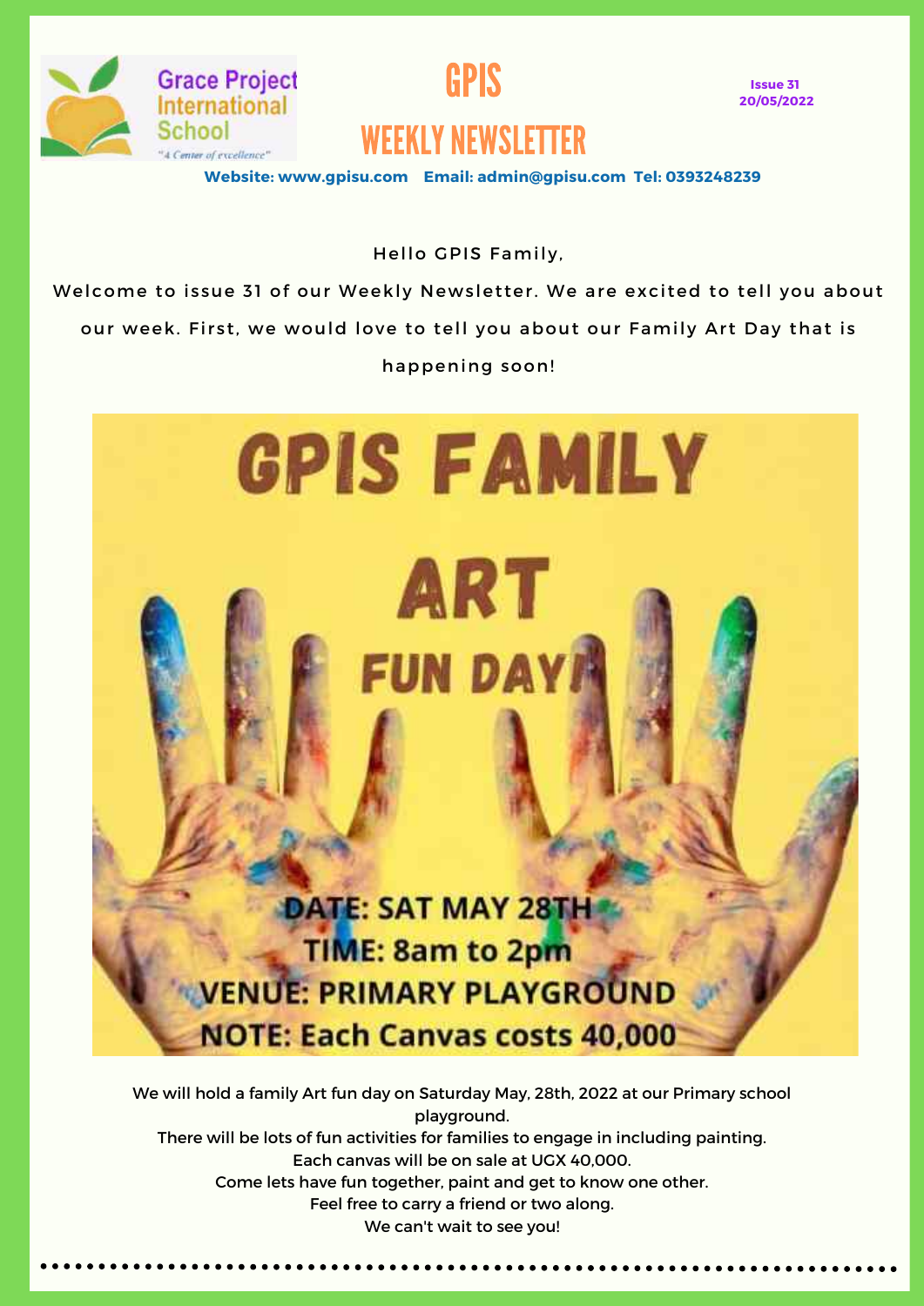Grace Project International School

"A Center of excellence"

# GPIS

## WEEKLY NEWSLETTER

**Issue 31**
**20/05/2022**

**Website: www.gpisu.com   Email: admin@gpisu.com  Tel: 0393248239**

Hello GPIS Family,

Welcome to issue 31 of our Weekly Newsletter. We are excited to tell you about our week. First, we would love to tell you about our Family Art Day that is happening soon!

## GPIS FAMILY ART FUN DAY!

**DATE: SAT MAY 28TH**
**TIME: 8am to 2pm**
**VENUE: PRIMARY PLAYGROUND**
**NOTE: Each Canvas costs 40,000**

We will hold a family Art fun day on Saturday May, 28th, 2022 at our Primary school playground.
There will be lots of fun activities for families to engage in including painting.
Each canvas will be on sale at UGX 40,000.
Come lets have fun together, paint and get to know one other.
Feel free to carry a friend or two along.
We can't wait to see you!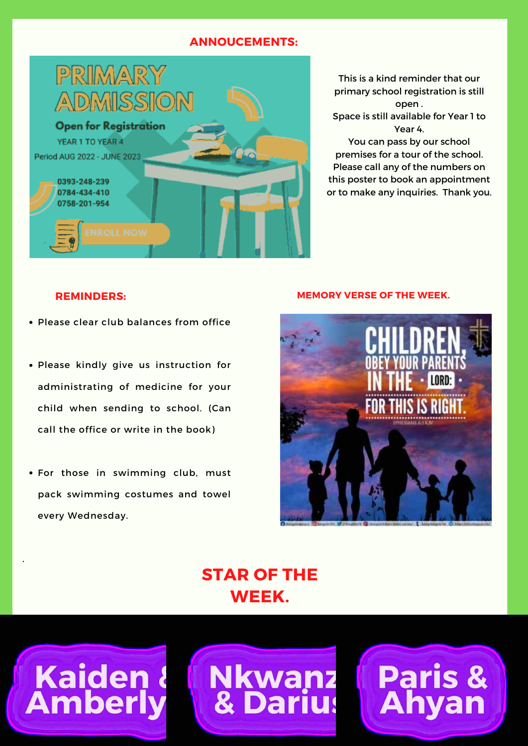## ANNOUCEMENTS:

PRIMARY ADMISSION

Open for Registration

YEAR 1 TO YEAR 4

Period AUG 2022 - JUNE 2023

0393-248-239
0784-434-410
0758-201-954

ENROLL NOW

This is a kind reminder that our primary school registration is still open . Space is still available for Year 1 to Year 4. You can pass by our school premises for a tour of the school. Please call any of the numbers on this poster to book an appointment or to make any inquiries. Thank you.

## REMINDERS:

- Please clear club balances from office
- Please kindly give us instruction for administrating of medicine for your child when sending to school. (Can call the office or write in the book)
- For those in swimming club, must pack swimming costumes and towel every Wednesday.

## MEMORY VERSE OF THE WEEK.

CHILDREN, OBEY YOUR PARENTS IN THE LORD: FOR THIS IS RIGHT.

EPHESIANS 6:1 KJV

.

## STAR OF THE WEEK.

Kaiden & Amberly

Nkwanz & Darius

Paris & Ahyan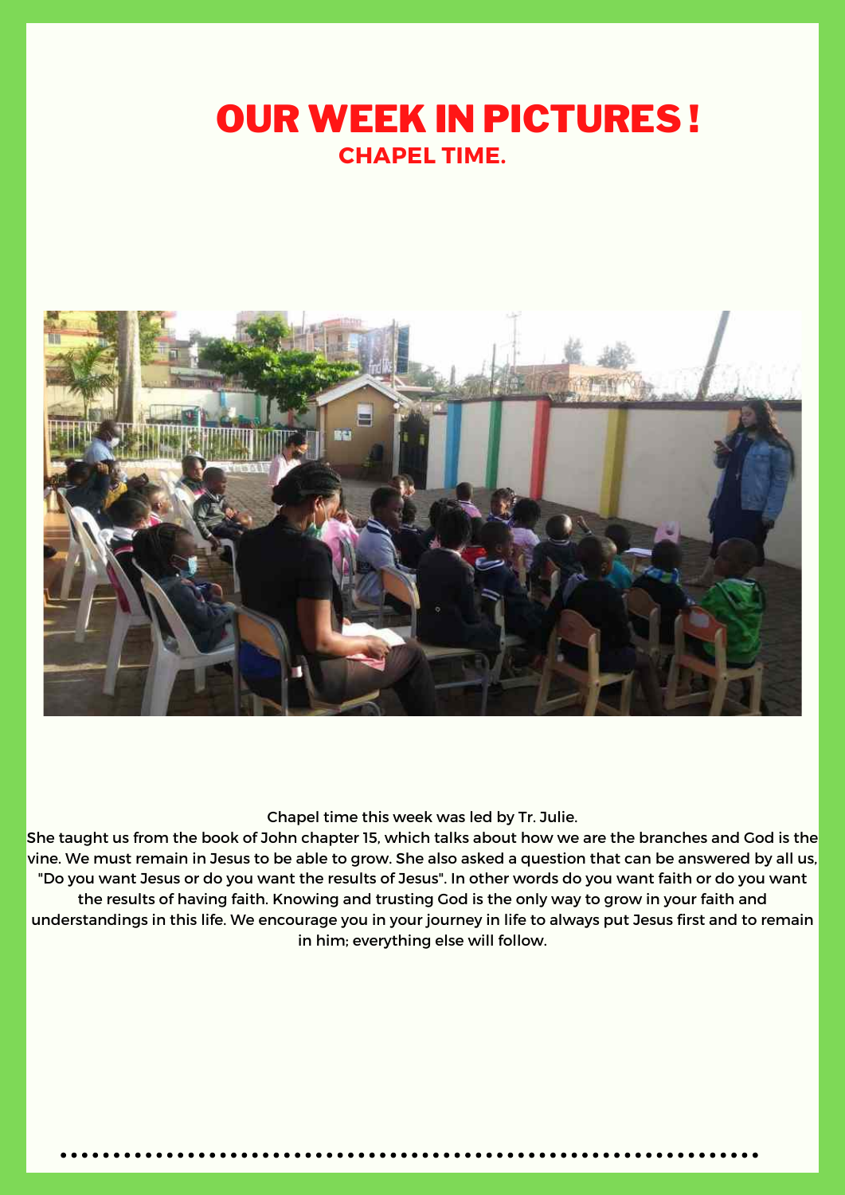# OUR WEEK IN PICTURES !

## CHAPEL TIME.

Chapel time this week was led by Tr. Julie.

She taught us from the book of John chapter 15, which talks about how we are the branches and God is the vine. We must remain in Jesus to be able to grow. She also asked a question that can be answered by all us, "Do you want Jesus or do you want the results of Jesus". In other words do you want faith or do you want the results of having faith. Knowing and trusting God is the only way to grow in your faith and understandings in this life. We encourage you in your journey in life to always put Jesus first and to remain in him; everything else will follow.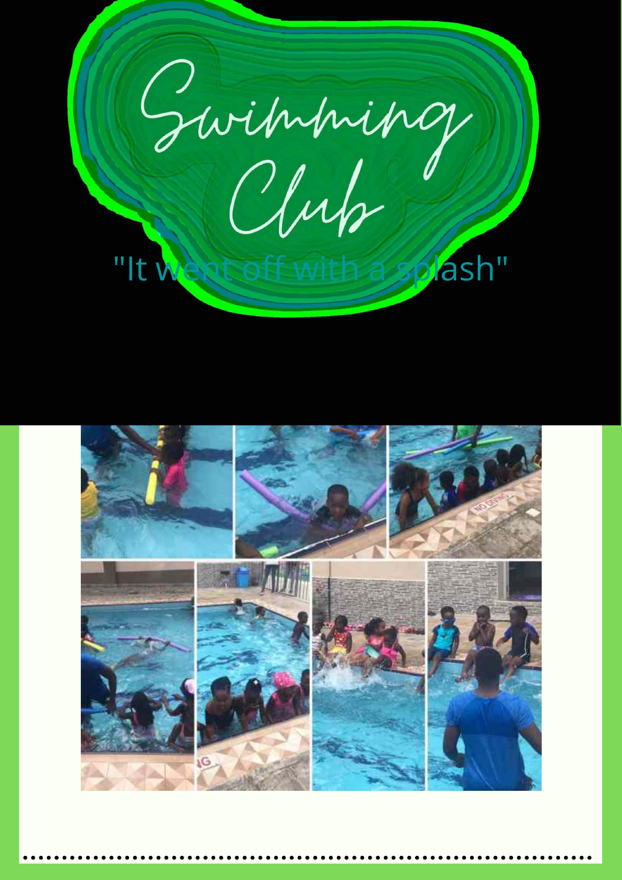# Swimming Club

"It went off with a splash"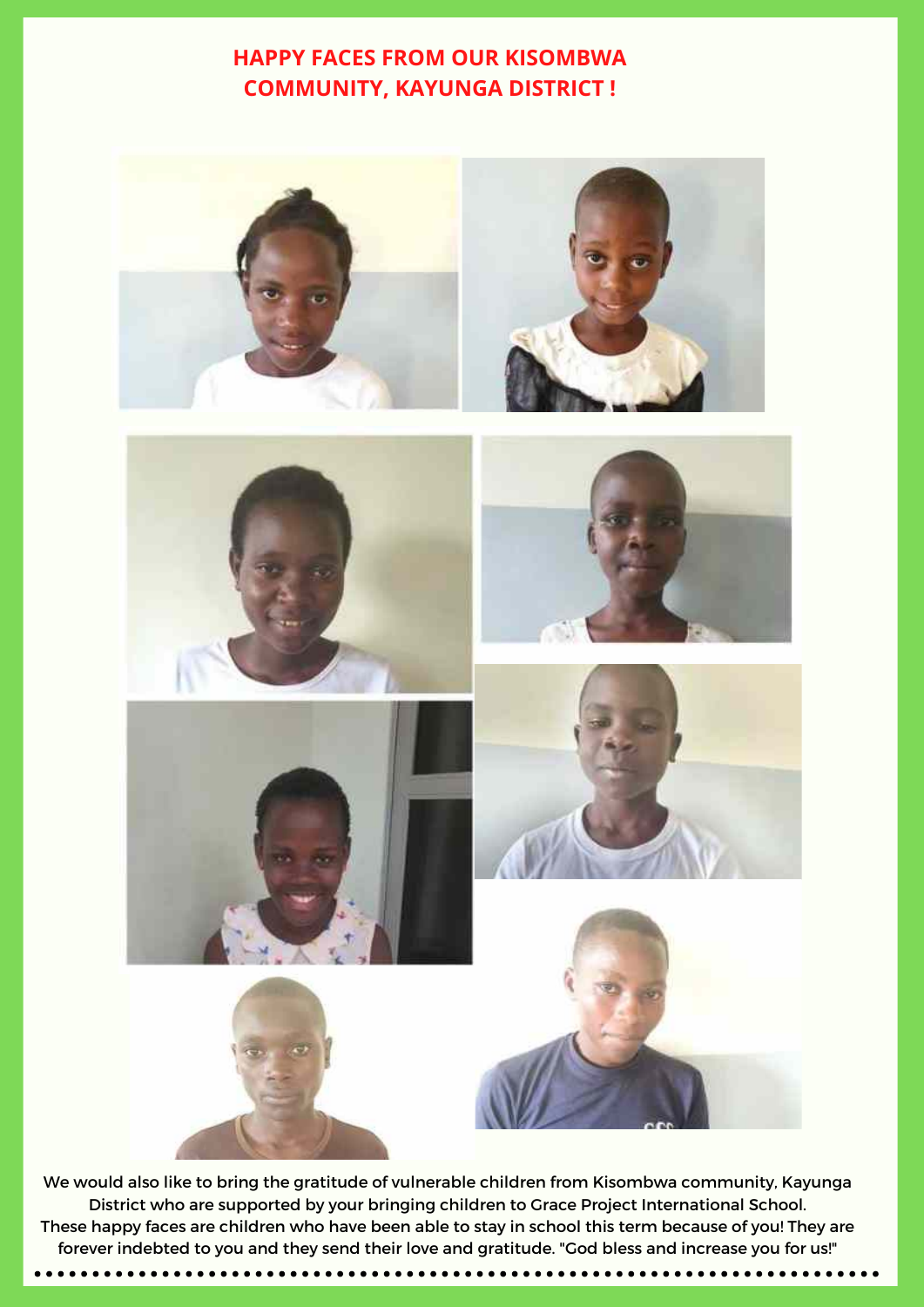# HAPPY FACES FROM OUR KISOMBWA COMMUNITY, KAYUNGA DISTRICT !

We would also like to bring the gratitude of vulnerable children from Kisombwa community, Kayunga District who are supported by your bringing children to Grace Project International School. These happy faces are children who have been able to stay in school this term because of you! They are forever indebted to you and they send their love and gratitude. "God bless and increase you for us!"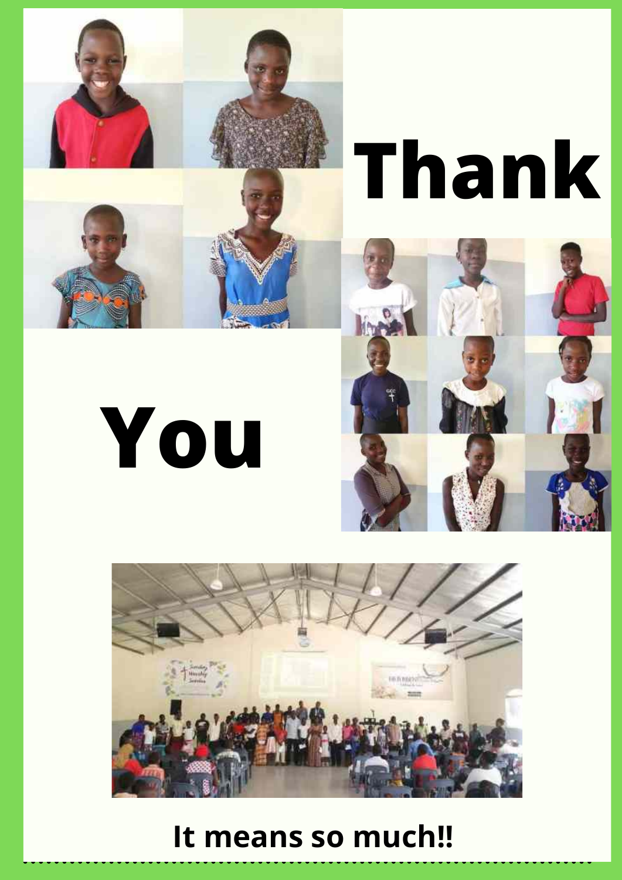# Thank

# You

**It means so much!!**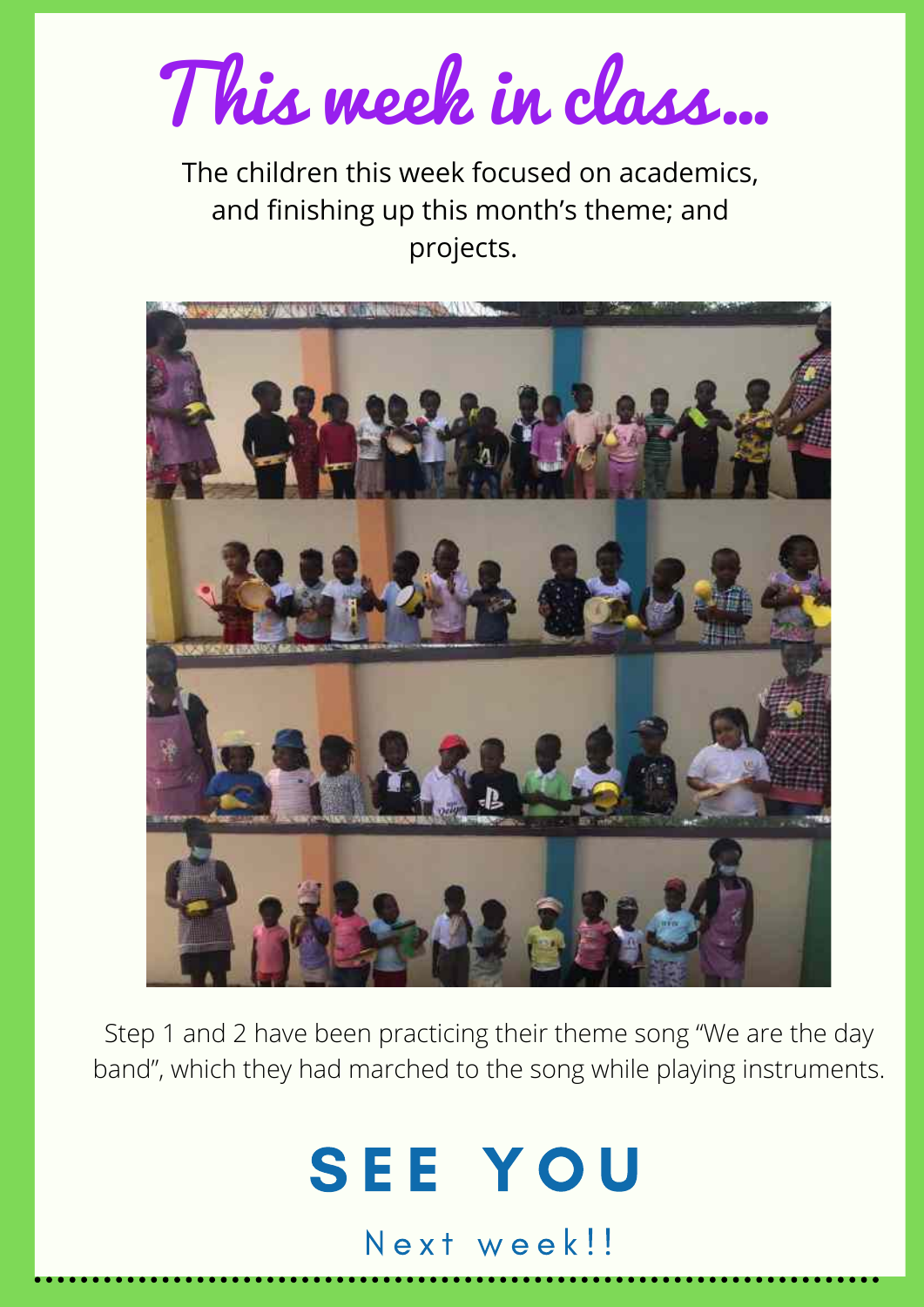# This week in class...

The children this week focused on academics, and finishing up this month's theme; and projects.

Step 1 and 2 have been practicing their theme song "We are the day band", which they had marched to the song while playing instruments.

## SEE YOU

Next week!!